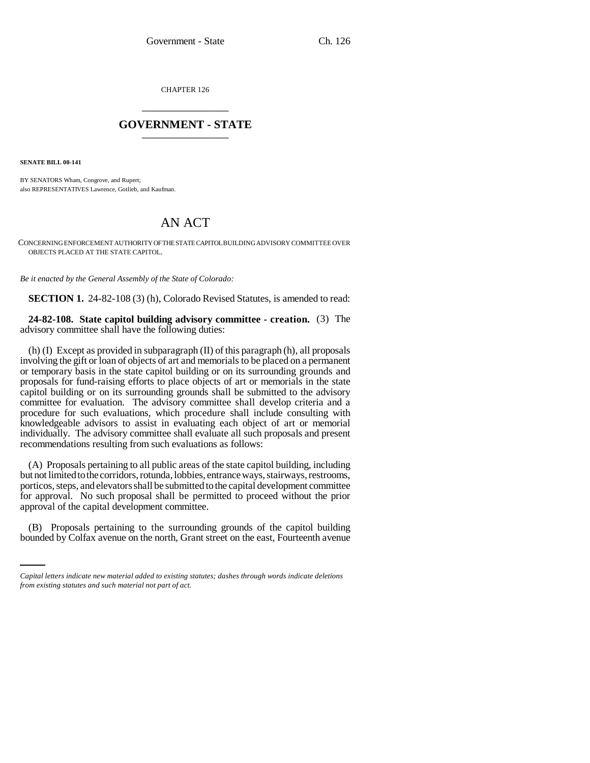CHAPTER 126

# GOVERNMENT - STATE

**SENATE BILL 00-141**

BY SENATORS Wham, Congrove, and Rupert;
also REPRESENTATIVES Lawrence, Gotlieb, and Kaufman.

# AN ACT

CONCERNING ENFORCEMENT AUTHORITY OF THE STATE CAPITOL BUILDING ADVISORY COMMITTEE OVER OBJECTS PLACED AT THE STATE CAPITOL.

*Be it enacted by the General Assembly of the State of Colorado:*

**SECTION 1.** 24-82-108 (3) (h), Colorado Revised Statutes, is amended to read:

**24-82-108. State capitol building advisory committee - creation.** (3) The advisory committee shall have the following duties:

(h) (I) Except as provided in subparagraph (II) of this paragraph (h), all proposals involving the gift or loan of objects of art and memorials to be placed on a permanent or temporary basis in the state capitol building or on its surrounding grounds and proposals for fund-raising efforts to place objects of art or memorials in the state capitol building or on its surrounding grounds shall be submitted to the advisory committee for evaluation. The advisory committee shall develop criteria and a procedure for such evaluations, which procedure shall include consulting with knowledgeable advisors to assist in evaluating each object of art or memorial individually. The advisory committee shall evaluate all such proposals and present recommendations resulting from such evaluations as follows:

(A) Proposals pertaining to all public areas of the state capitol building, including but not limited to the corridors, rotunda, lobbies, entrance ways, stairways, restrooms, porticos, steps, and elevators shall be submitted to the capital development committee for approval. No such proposal shall be permitted to proceed without the prior approval of the capital development committee.

(B) Proposals pertaining to the surrounding grounds of the capitol building bounded by Colfax avenue on the north, Grant street on the east, Fourteenth avenue

*Capital letters indicate new material added to existing statutes; dashes through words indicate deletions from existing statutes and such material not part of act.*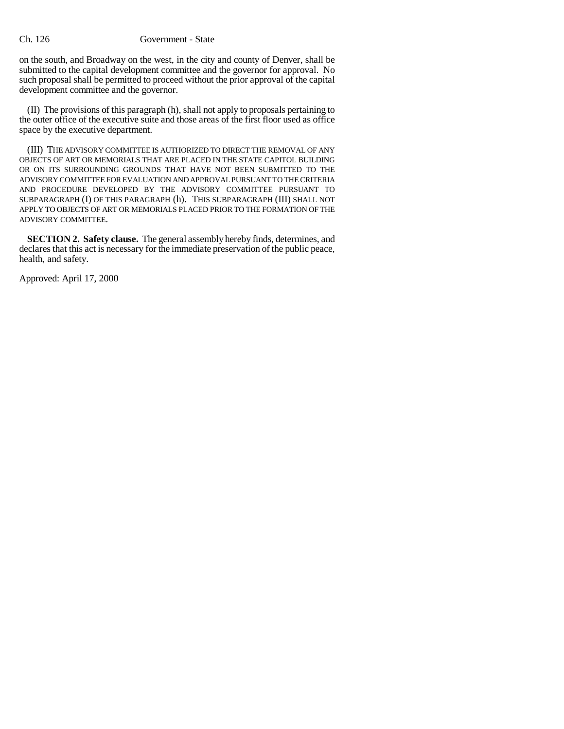on the south, and Broadway on the west, in the city and county of Denver, shall be submitted to the capital development committee and the governor for approval. No such proposal shall be permitted to proceed without the prior approval of the capital development committee and the governor.

(II) The provisions of this paragraph (h), shall not apply to proposals pertaining to the outer office of the executive suite and those areas of the first floor used as office space by the executive department.

(III) THE ADVISORY COMMITTEE IS AUTHORIZED TO DIRECT THE REMOVAL OF ANY OBJECTS OF ART OR MEMORIALS THAT ARE PLACED IN THE STATE CAPITOL BUILDING OR ON ITS SURROUNDING GROUNDS THAT HAVE NOT BEEN SUBMITTED TO THE ADVISORY COMMITTEE FOR EVALUATION AND APPROVAL PURSUANT TO THE CRITERIA AND PROCEDURE DEVELOPED BY THE ADVISORY COMMITTEE PURSUANT TO SUBPARAGRAPH (I) OF THIS PARAGRAPH (h). THIS SUBPARAGRAPH (III) SHALL NOT APPLY TO OBJECTS OF ART OR MEMORIALS PLACED PRIOR TO THE FORMATION OF THE ADVISORY COMMITTEE.

**SECTION 2. Safety clause.** The general assembly hereby finds, determines, and declares that this act is necessary for the immediate preservation of the public peace, health, and safety.

Approved: April 17, 2000